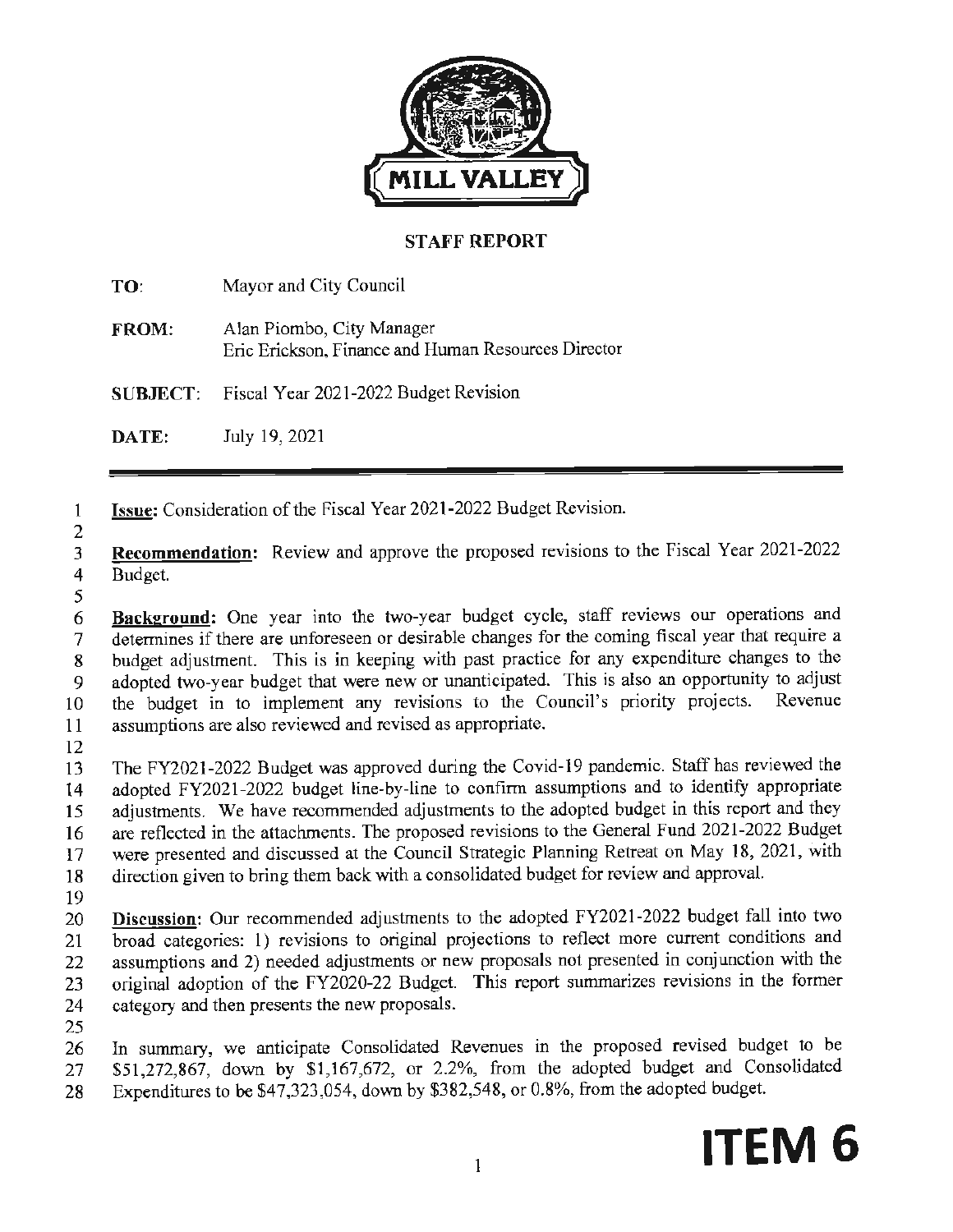MILL VALLEY

## STAFF REPORT

**TO:** Mayor and City Council

**FROM:** Alan Piombo, City Manager
Eric Erickson, Finance and Human Resources Director

**SUBJECT:** Fiscal Year 2021-2022 Budget Revision

**DATE:** July 19, 2021

**Issue:** Consideration of the Fiscal Year 2021-2022 Budget Revision.

**Recommendation:** Review and approve the proposed revisions to the Fiscal Year 2021-2022 Budget.

**Background:** One year into the two-year budget cycle, staff reviews our operations and determines if there are unforeseen or desirable changes for the coming fiscal year that require a budget adjustment. This is in keeping with past practice for any expenditure changes to the adopted two-year budget that were new or unanticipated. This is also an opportunity to adjust the budget in to implement any revisions to the Council's priority projects. Revenue assumptions are also reviewed and revised as appropriate.

The FY2021-2022 Budget was approved during the Covid-19 pandemic. Staff has reviewed the adopted FY2021-2022 budget line-by-line to confirm assumptions and to identify appropriate adjustments. We have recommended adjustments to the adopted budget in this report and they are reflected in the attachments. The proposed revisions to the General Fund 2021-2022 Budget were presented and discussed at the Council Strategic Planning Retreat on May 18, 2021, with direction given to bring them back with a consolidated budget for review and approval.

**Discussion:** Our recommended adjustments to the adopted FY2021-2022 budget fall into two broad categories: 1) revisions to original projections to reflect more current conditions and assumptions and 2) needed adjustments or new proposals not presented in conjunction with the original adoption of the FY2020-22 Budget. This report summarizes revisions in the former category and then presents the new proposals.

In summary, we anticipate Consolidated Revenues in the proposed revised budget to be $51,272,867, down by $1,167,672, or 2.2%, from the adopted budget and Consolidated Expenditures to be $47,323,054, down by $382,548, or 0.8%, from the adopted budget.

**ITEM 6**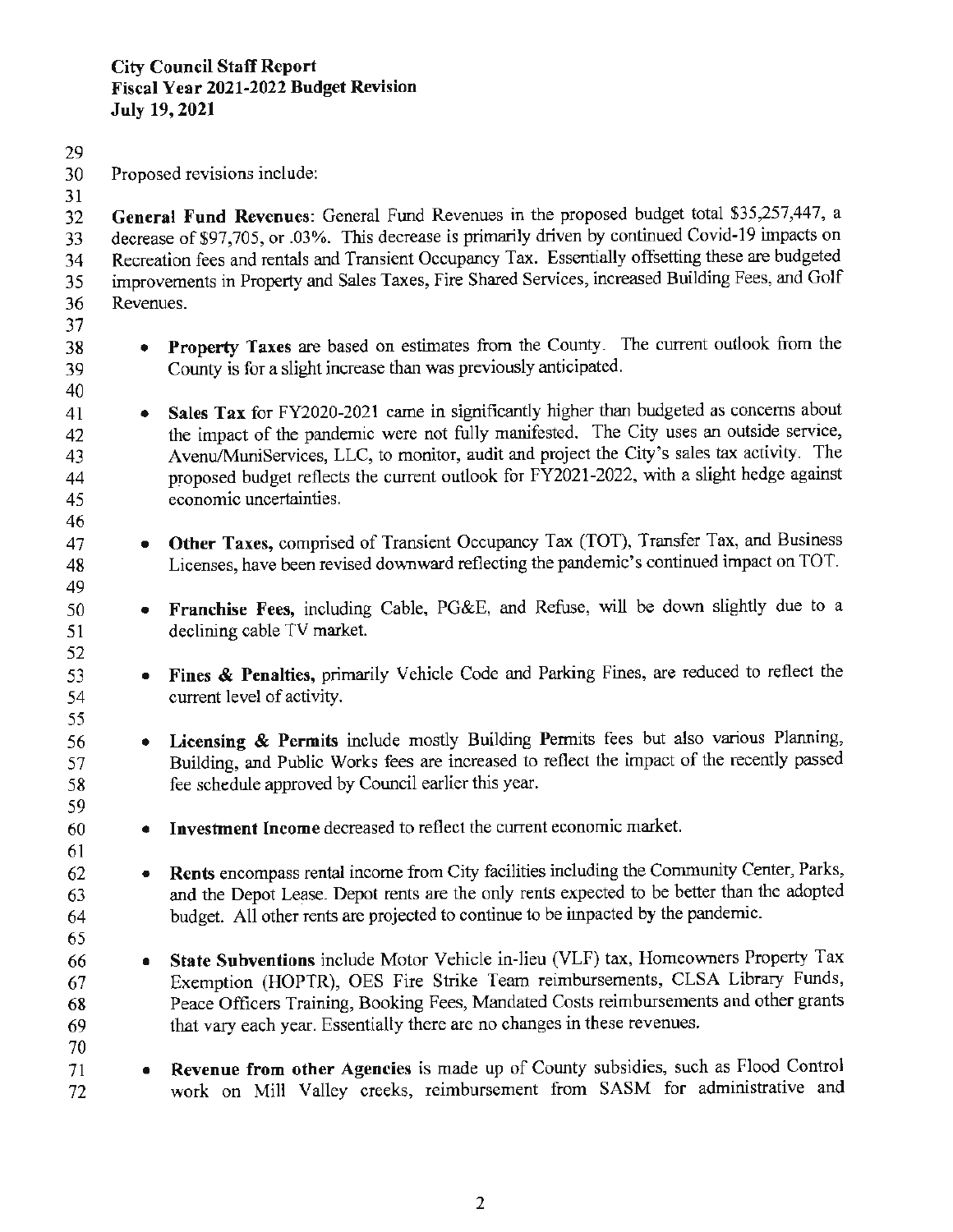**City Council Staff Report**
**Fiscal Year 2021-2022 Budget Revision**
**July 19, 2021**

Proposed revisions include:

**General Fund Revenues**: General Fund Revenues in the proposed budget total $35,257,447, a decrease of $97,705, or .03%. This decrease is primarily driven by continued Covid-19 impacts on Recreation fees and rentals and Transient Occupancy Tax. Essentially offsetting these are budgeted improvements in Property and Sales Taxes, Fire Shared Services, increased Building Fees, and Golf Revenues.

- **Property Taxes** are based on estimates from the County. The current outlook from the County is for a slight increase than was previously anticipated.

- **Sales Tax** for FY2020-2021 came in significantly higher than budgeted as concerns about the impact of the pandemic were not fully manifested. The City uses an outside service, Avenu/MuniServices, LLC, to monitor, audit and project the City's sales tax activity. The proposed budget reflects the current outlook for FY2021-2022, with a slight hedge against economic uncertainties.

- **Other Taxes,** comprised of Transient Occupancy Tax (TOT), Transfer Tax, and Business Licenses, have been revised downward reflecting the pandemic's continued impact on TOT.

- **Franchise Fees,** including Cable, PG&E, and Refuse, will be down slightly due to a declining cable TV market.

- **Fines & Penalties,** primarily Vehicle Code and Parking Fines, are reduced to reflect the current level of activity.

- **Licensing & Permits** include mostly Building Permits fees but also various Planning, Building, and Public Works fees are increased to reflect the impact of the recently passed fee schedule approved by Council earlier this year.

- **Investment Income** decreased to reflect the current economic market.

- **Rents** encompass rental income from City facilities including the Community Center, Parks, and the Depot Lease. Depot rents are the only rents expected to be better than the adopted budget. All other rents are projected to continue to be impacted by the pandemic.

- **State Subventions** include Motor Vehicle in-lieu (VLF) tax, Homeowners Property Tax Exemption (HOPTR), OES Fire Strike Team reimbursements, CLSA Library Funds, Peace Officers Training, Booking Fees, Mandated Costs reimbursements and other grants that vary each year. Essentially there are no changes in these revenues.

- **Revenue from other Agencies** is made up of County subsidies, such as Flood Control work on Mill Valley creeks, reimbursement from SASM for administrative and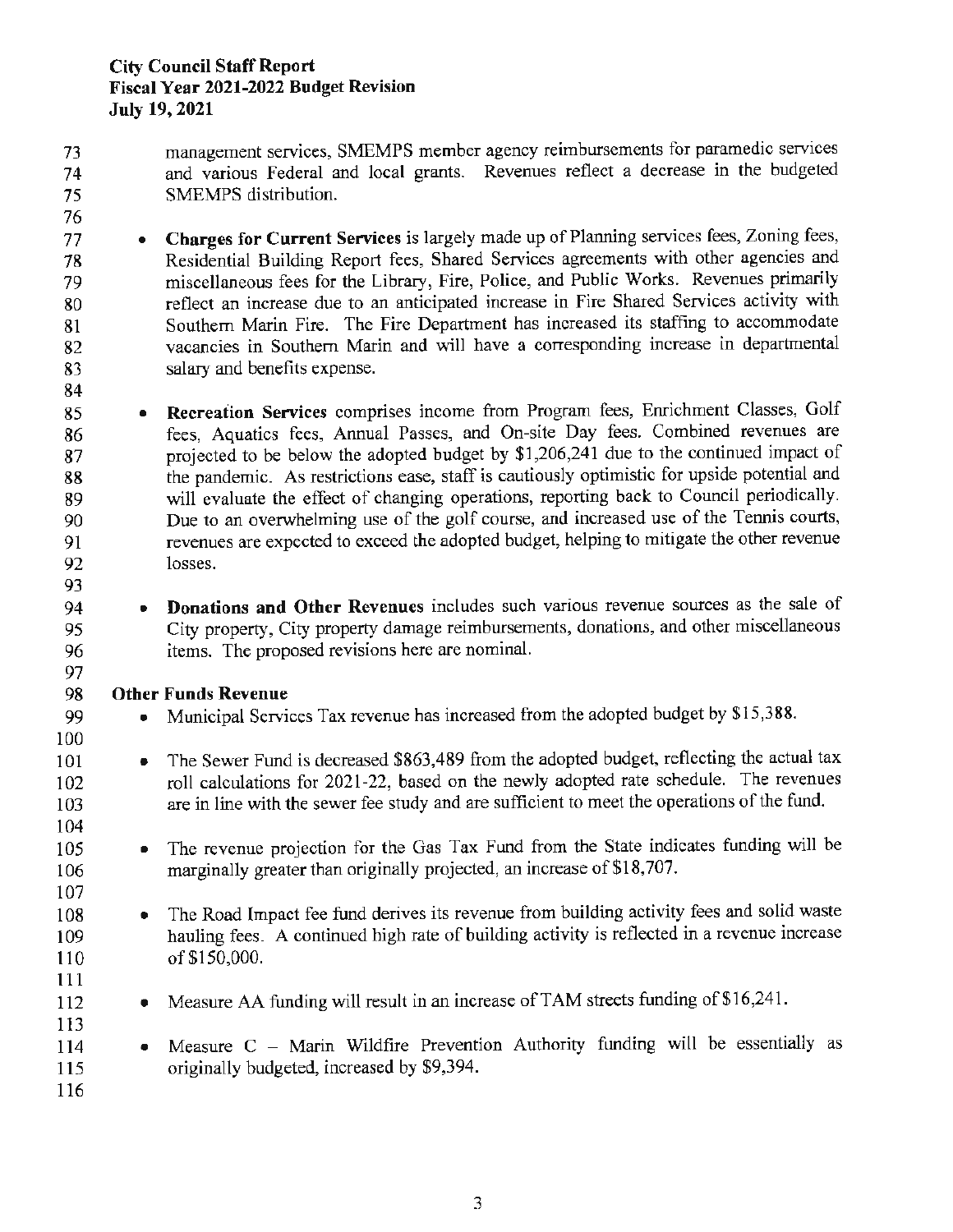management services, SMEMPS member agency reimbursements for paramedic services and various Federal and local grants. Revenues reflect a decrease in the budgeted SMEMPS distribution.

- **Charges for Current Services** is largely made up of Planning services fees, Zoning fees, Residential Building Report fees, Shared Services agreements with other agencies and miscellaneous fees for the Library, Fire, Police, and Public Works. Revenues primarily reflect an increase due to an anticipated increase in Fire Shared Services activity with Southern Marin Fire. The Fire Department has increased its staffing to accommodate vacancies in Southern Marin and will have a corresponding increase in departmental salary and benefits expense.

- **Recreation Services** comprises income from Program fees, Enrichment Classes, Golf fees, Aquatics fees, Annual Passes, and On-site Day fees. Combined revenues are projected to be below the adopted budget by $1,206,241 due to the continued impact of the pandemic. As restrictions ease, staff is cautiously optimistic for upside potential and will evaluate the effect of changing operations, reporting back to Council periodically. Due to an overwhelming use of the golf course, and increased use of the Tennis courts, revenues are expected to exceed the adopted budget, helping to mitigate the other revenue losses.

- **Donations and Other Revenues** includes such various revenue sources as the sale of City property, City property damage reimbursements, donations, and other miscellaneous items. The proposed revisions here are nominal.

**Other Funds Revenue**

- Municipal Services Tax revenue has increased from the adopted budget by $15,388.

- The Sewer Fund is decreased $863,489 from the adopted budget, reflecting the actual tax roll calculations for 2021-22, based on the newly adopted rate schedule. The revenues are in line with the sewer fee study and are sufficient to meet the operations of the fund.

- The revenue projection for the Gas Tax Fund from the State indicates funding will be marginally greater than originally projected, an increase of $18,707.

- The Road Impact fee fund derives its revenue from building activity fees and solid waste hauling fees. A continued high rate of building activity is reflected in a revenue increase of $150,000.

- Measure AA funding will result in an increase of TAM streets funding of $16,241.

- Measure C – Marin Wildfire Prevention Authority funding will be essentially as originally budgeted, increased by $9,394.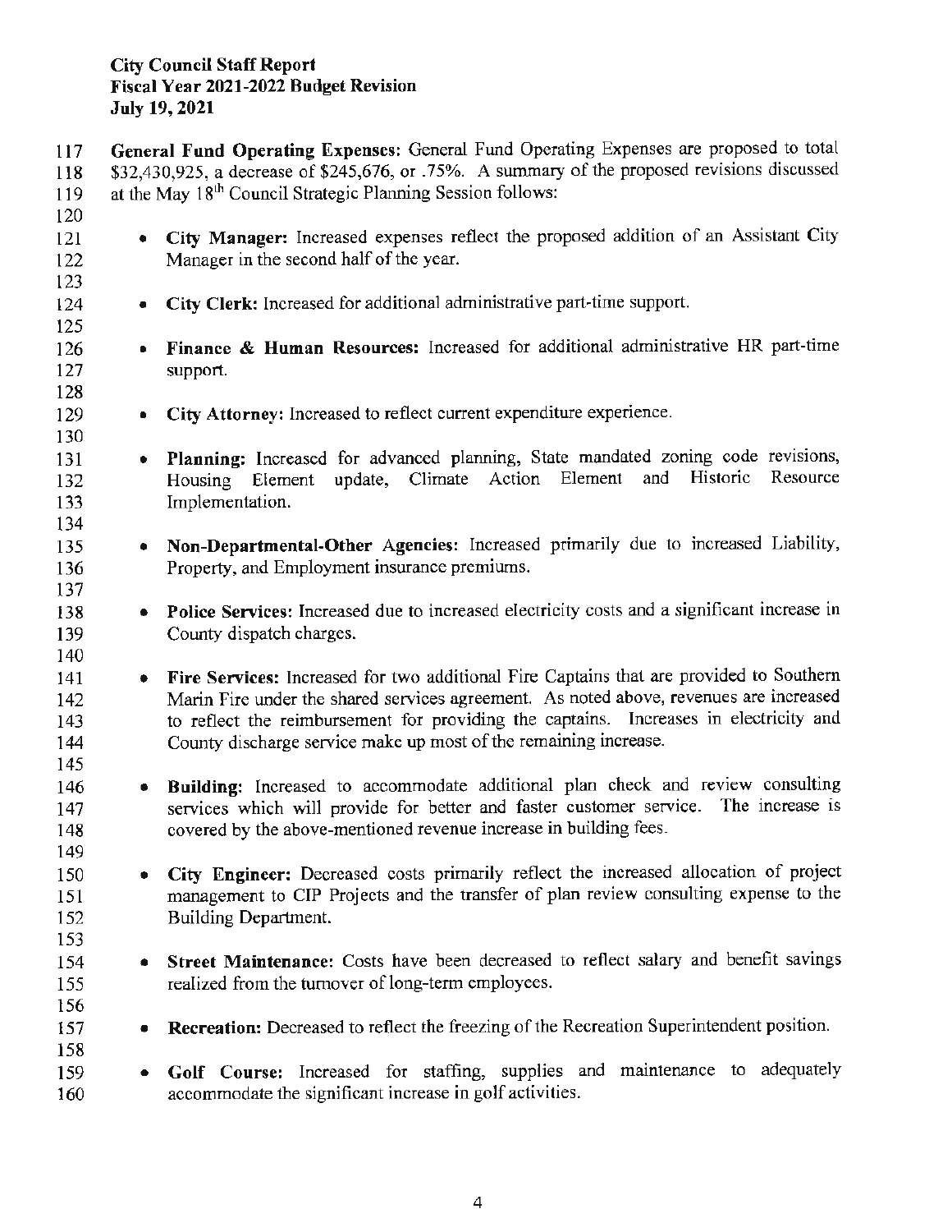**General Fund Operating Expenses:** General Fund Operating Expenses are proposed to total $32,430,925, a decrease of $245,676, or .75%. A summary of the proposed revisions discussed at the May 18th Council Strategic Planning Session follows:

- **City Manager:** Increased expenses reflect the proposed addition of an Assistant City Manager in the second half of the year.

- **City Clerk:** Increased for additional administrative part-time support.

- **Finance & Human Resources:** Increased for additional administrative HR part-time support.

- **City Attorney:** Increased to reflect current expenditure experience.

- **Planning:** Increased for advanced planning, State mandated zoning code revisions, Housing Element update, Climate Action Element and Historic Resource Implementation.

- **Non-Departmental-Other Agencies:** Increased primarily due to increased Liability, Property, and Employment insurance premiums.

- **Police Services:** Increased due to increased electricity costs and a significant increase in County dispatch charges.

- **Fire Services:** Increased for two additional Fire Captains that are provided to Southern Marin Fire under the shared services agreement. As noted above, revenues are increased to reflect the reimbursement for providing the captains. Increases in electricity and County discharge service make up most of the remaining increase.

- **Building:** Increased to accommodate additional plan check and review consulting services which will provide for better and faster customer service. The increase is covered by the above-mentioned revenue increase in building fees.

- **City Engineer:** Decreased costs primarily reflect the increased allocation of project management to CIP Projects and the transfer of plan review consulting expense to the Building Department.

- **Street Maintenance:** Costs have been decreased to reflect salary and benefit savings realized from the turnover of long-term employees.

- **Recreation:** Decreased to reflect the freezing of the Recreation Superintendent position.

- **Golf Course:** Increased for staffing, supplies and maintenance to adequately accommodate the significant increase in golf activities.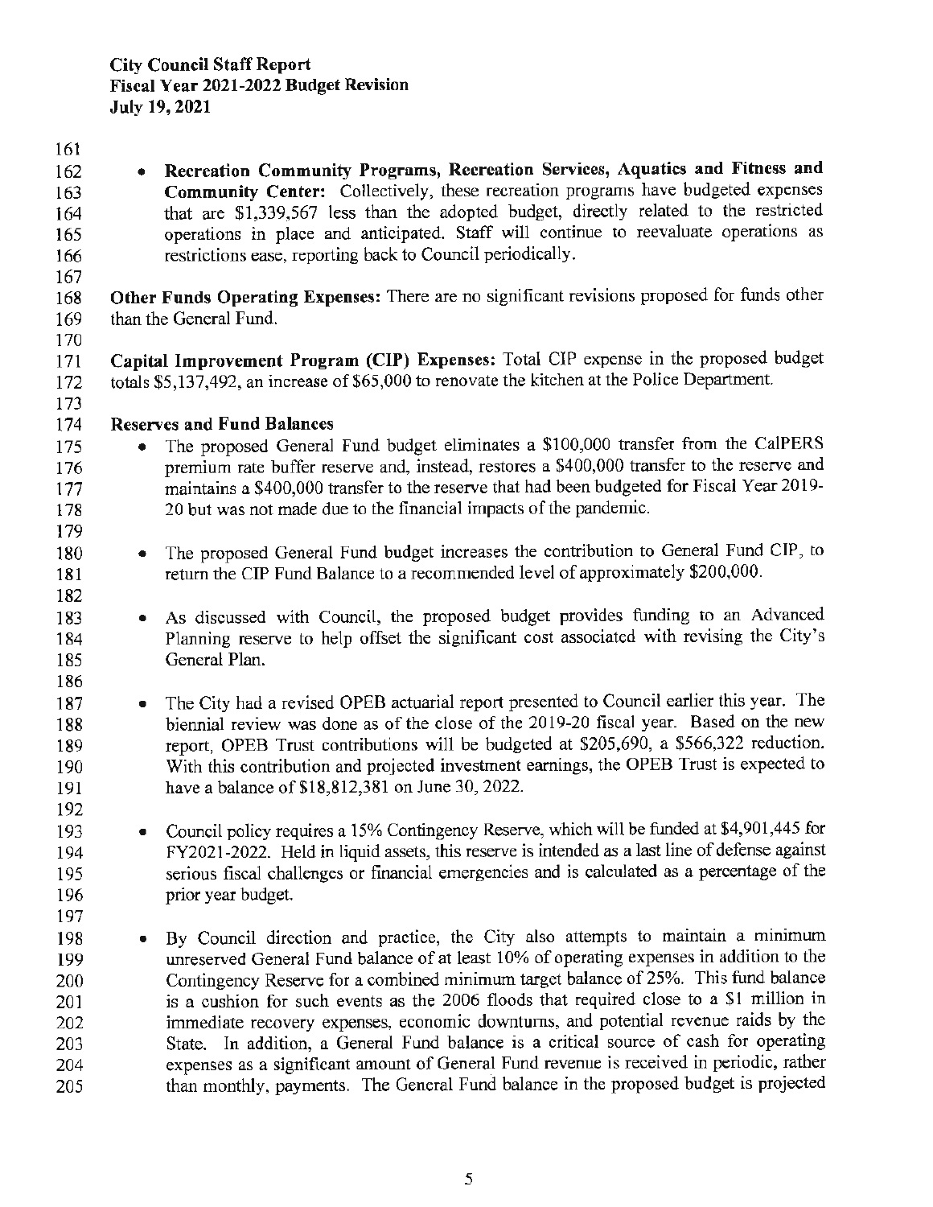- **Recreation Community Programs, Recreation Services, Aquatics and Fitness and Community Center:** Collectively, these recreation programs have budgeted expenses that are $1,339,567 less than the adopted budget, directly related to the restricted operations in place and anticipated. Staff will continue to reevaluate operations as restrictions ease, reporting back to Council periodically.

**Other Funds Operating Expenses:** There are no significant revisions proposed for funds other than the General Fund.

**Capital Improvement Program (CIP) Expenses:** Total CIP expense in the proposed budget totals $5,137,492, an increase of $65,000 to renovate the kitchen at the Police Department.

**Reserves and Fund Balances**

- The proposed General Fund budget eliminates a $100,000 transfer from the CalPERS premium rate buffer reserve and, instead, restores a $400,000 transfer to the reserve and maintains a $400,000 transfer to the reserve that had been budgeted for Fiscal Year 2019-20 but was not made due to the financial impacts of the pandemic.

- The proposed General Fund budget increases the contribution to General Fund CIP, to return the CIP Fund Balance to a recommended level of approximately $200,000.

- As discussed with Council, the proposed budget provides funding to an Advanced Planning reserve to help offset the significant cost associated with revising the City's General Plan.

- The City had a revised OPEB actuarial report presented to Council earlier this year. The biennial review was done as of the close of the 2019-20 fiscal year. Based on the new report, OPEB Trust contributions will be budgeted at $205,690, a $566,322 reduction. With this contribution and projected investment earnings, the OPEB Trust is expected to have a balance of $18,812,381 on June 30, 2022.

- Council policy requires a 15% Contingency Reserve, which will be funded at $4,901,445 for FY2021-2022. Held in liquid assets, this reserve is intended as a last line of defense against serious fiscal challenges or financial emergencies and is calculated as a percentage of the prior year budget.

- By Council direction and practice, the City also attempts to maintain a minimum unreserved General Fund balance of at least 10% of operating expenses in addition to the Contingency Reserve for a combined minimum target balance of 25%. This fund balance is a cushion for such events as the 2006 floods that required close to a $1 million in immediate recovery expenses, economic downturns, and potential revenue raids by the State. In addition, a General Fund balance is a critical source of cash for operating expenses as a significant amount of General Fund revenue is received in periodic, rather than monthly, payments. The General Fund balance in the proposed budget is projected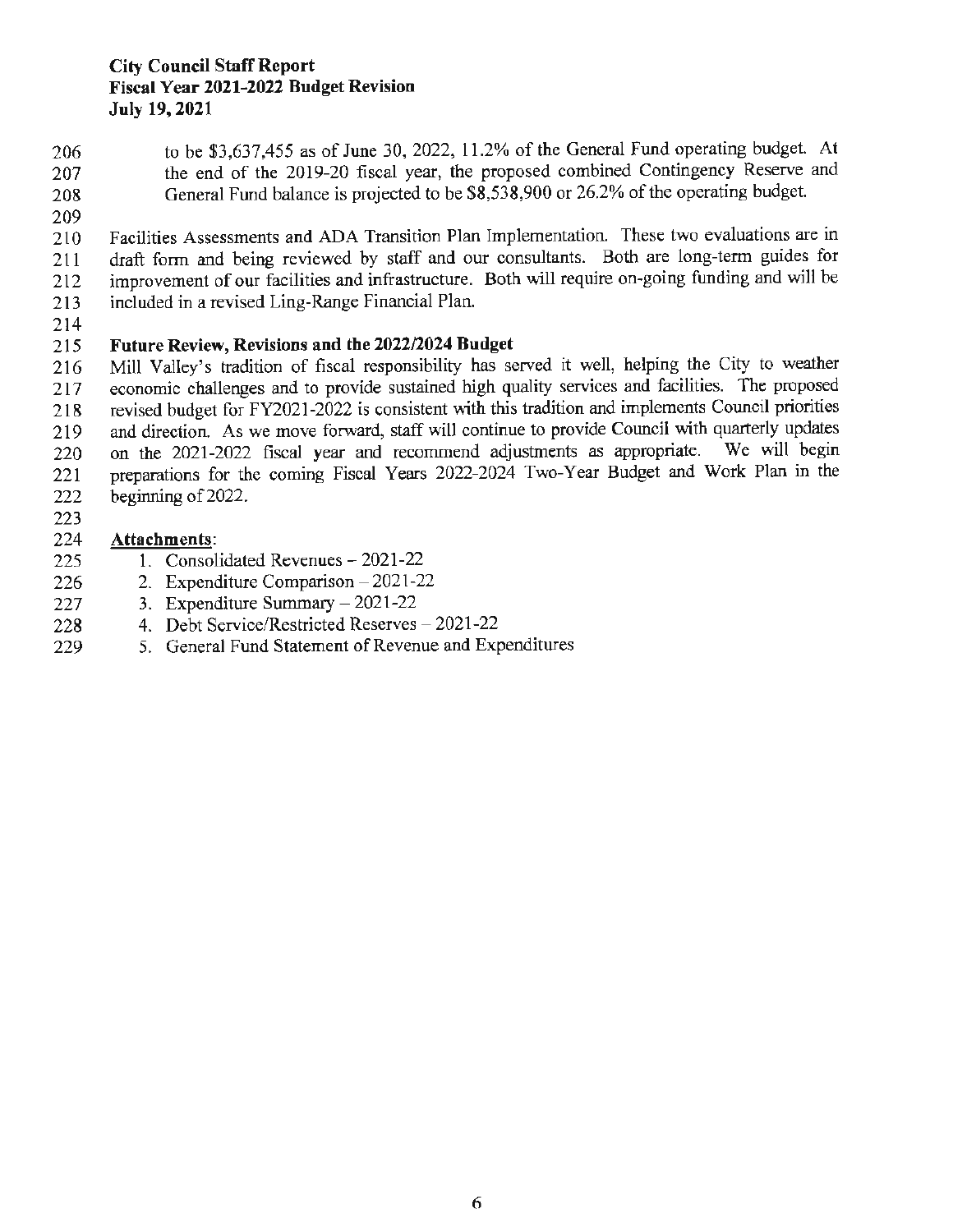to be $3,637,455 as of June 30, 2022, 11.2% of the General Fund operating budget. At the end of the 2019-20 fiscal year, the proposed combined Contingency Reserve and General Fund balance is projected to be $8,538,900 or 26.2% of the operating budget.

Facilities Assessments and ADA Transition Plan Implementation. These two evaluations are in draft form and being reviewed by staff and our consultants. Both are long-term guides for improvement of our facilities and infrastructure. Both will require on-going funding and will be included in a revised Ling-Range Financial Plan.

**Future Review, Revisions and the 2022/2024 Budget**

Mill Valley's tradition of fiscal responsibility has served it well, helping the City to weather economic challenges and to provide sustained high quality services and facilities. The proposed revised budget for FY2021-2022 is consistent with this tradition and implements Council priorities and direction. As we move forward, staff will continue to provide Council with quarterly updates on the 2021-2022 fiscal year and recommend adjustments as appropriate. We will begin preparations for the coming Fiscal Years 2022-2024 Two-Year Budget and Work Plan in the beginning of 2022.

**Attachments**:

1. Consolidated Revenues – 2021-22
2. Expenditure Comparison – 2021-22
3. Expenditure Summary – 2021-22
4. Debt Service/Restricted Reserves – 2021-22
5. General Fund Statement of Revenue and Expenditures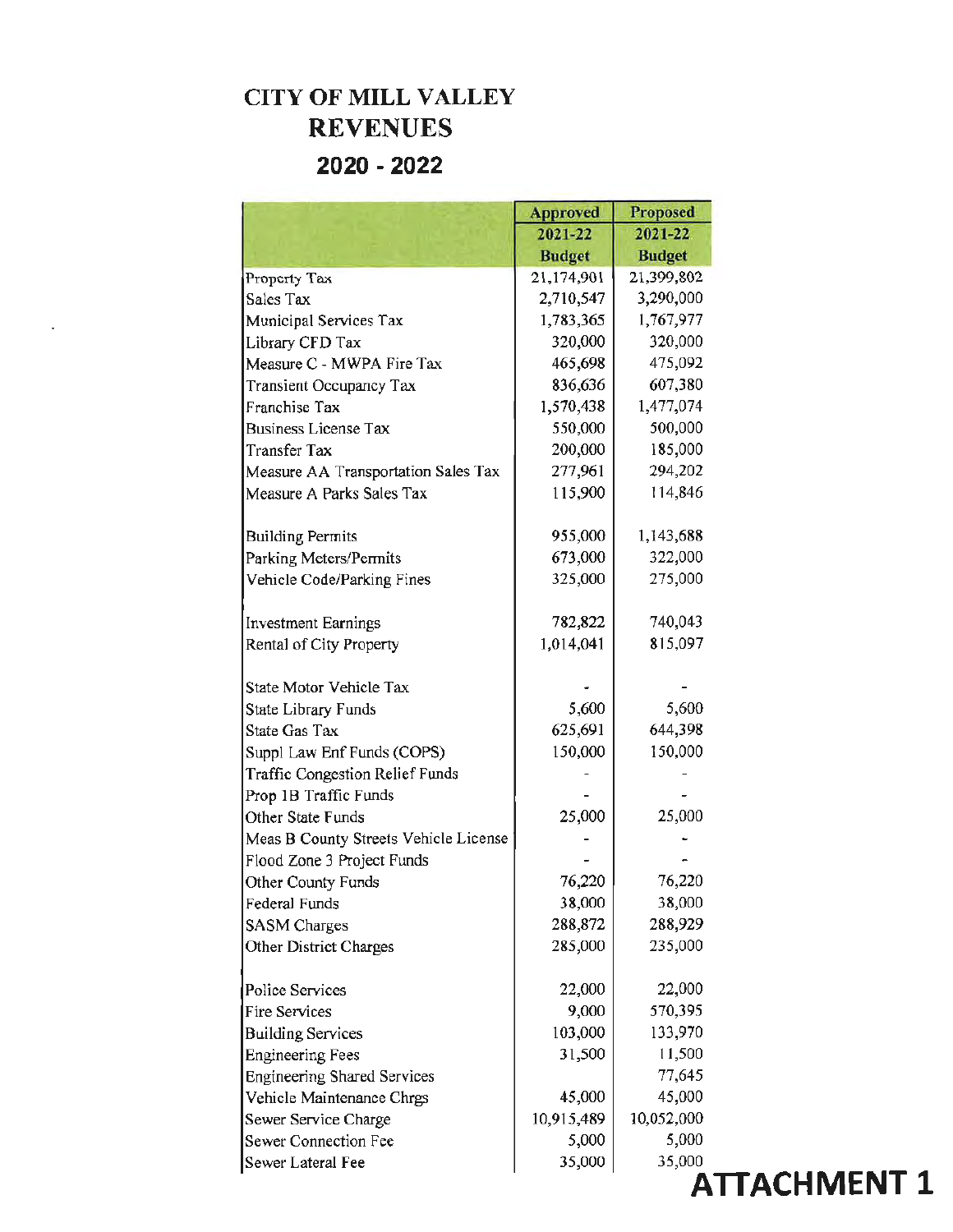# CITY OF MILL VALLEY

## REVENUES

## 2020 - 2022

| | Approved 2021-22 Budget | Proposed 2021-22 Budget |
|---|---|---|
| Property Tax | 21,174,901 | 21,399,802 |
| Sales Tax | 2,710,547 | 3,290,000 |
| Municipal Services Tax | 1,783,365 | 1,767,977 |
| Library CFD Tax | 320,000 | 320,000 |
| Measure C - MWPA Fire Tax | 465,698 | 475,092 |
| Transient Occupancy Tax | 836,636 | 607,380 |
| Franchise Tax | 1,570,438 | 1,477,074 |
| Business License Tax | 550,000 | 500,000 |
| Transfer Tax | 200,000 | 185,000 |
| Measure AA Transportation Sales Tax | 277,961 | 294,202 |
| Measure A Parks Sales Tax | 115,900 | 114,846 |
| | | |
| Building Permits | 955,000 | 1,143,688 |
| Parking Meters/Permits | 673,000 | 322,000 |
| Vehicle Code/Parking Fines | 325,000 | 275,000 |
| | | |
| Investment Earnings | 782,822 | 740,043 |
| Rental of City Property | 1,014,041 | 815,097 |
| | | |
| State Motor Vehicle Tax | - | - |
| State Library Funds | 5,600 | 5,600 |
| State Gas Tax | 625,691 | 644,398 |
| Suppl Law Enf Funds (COPS) | 150,000 | 150,000 |
| Traffic Congestion Relief Funds | - | - |
| Prop 1B Traffic Funds | - | - |
| Other State Funds | 25,000 | 25,000 |
| Meas B County Streets Vehicle License | - | - |
| Flood Zone 3 Project Funds | - | - |
| Other County Funds | 76,220 | 76,220 |
| Federal Funds | 38,000 | 38,000 |
| SASM Charges | 288,872 | 288,929 |
| Other District Charges | 285,000 | 235,000 |
| | | |
| Police Services | 22,000 | 22,000 |
| Fire Services | 9,000 | 570,395 |
| Building Services | 103,000 | 133,970 |
| Engineering Fees | 31,500 | 11,500 |
| Engineering Shared Services | | 77,645 |
| Vehicle Maintenance Chrgs | 45,000 | 45,000 |
| Sewer Service Charge | 10,915,489 | 10,052,000 |
| Sewer Connection Fee | 5,000 | 5,000 |
| Sewer Lateral Fee | 35,000 | 35,000 |

**ATTACHMENT 1**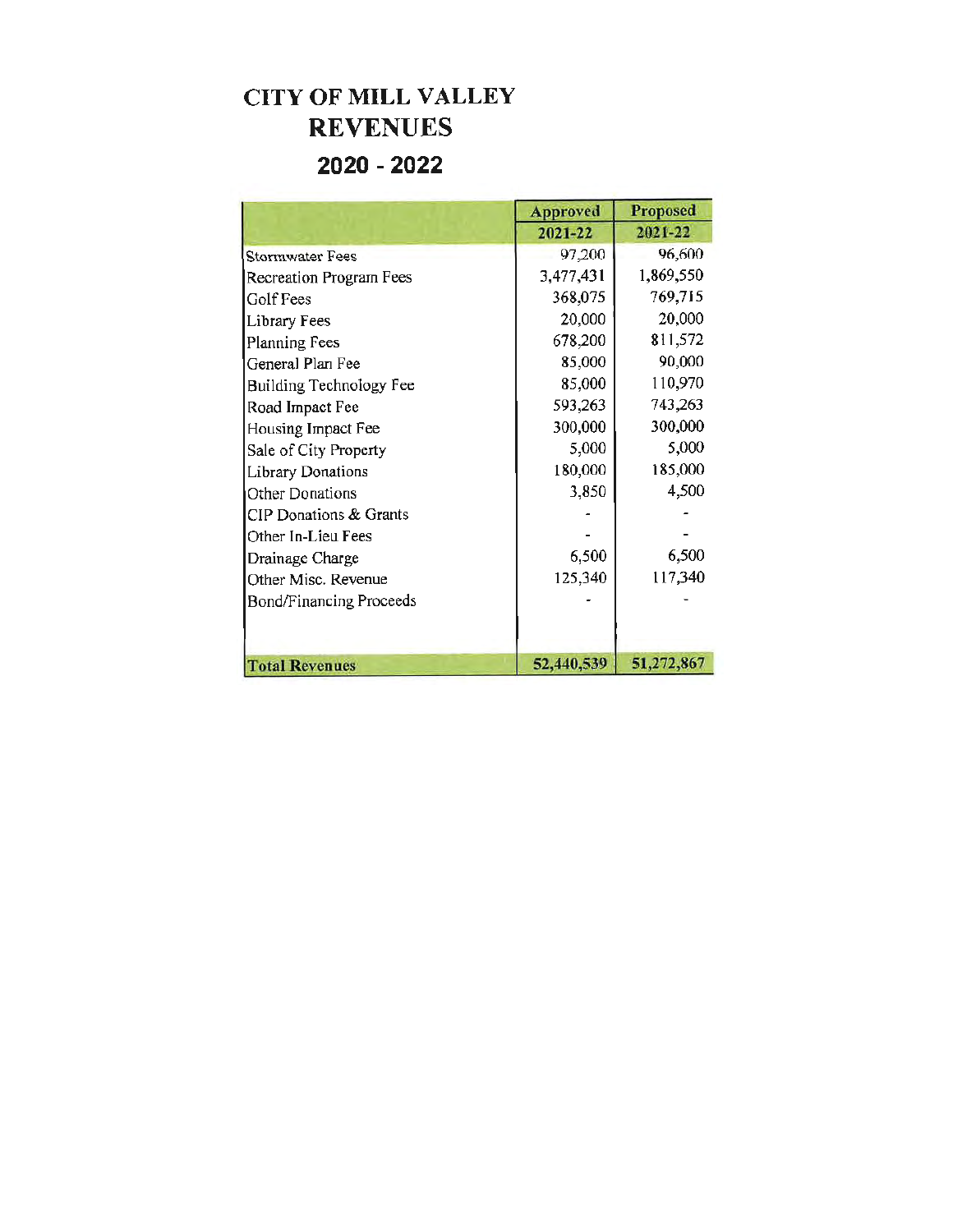# CITY OF MILL VALLEY
## REVENUES
## 2020 - 2022

| | Approved 2021-22 | Proposed 2021-22 |
|---|---|---|
| Stormwater Fees | 97,200 | 96,600 |
| Recreation Program Fees | 3,477,431 | 1,869,550 |
| Golf Fees | 368,075 | 769,715 |
| Library Fees | 20,000 | 20,000 |
| Planning Fees | 678,200 | 811,572 |
| General Plan Fee | 85,000 | 90,000 |
| Building Technology Fee | 85,000 | 110,970 |
| Road Impact Fee | 593,263 | 743,263 |
| Housing Impact Fee | 300,000 | 300,000 |
| Sale of City Property | 5,000 | 5,000 |
| Library Donations | 180,000 | 185,000 |
| Other Donations | 3,850 | 4,500 |
| CIP Donations & Grants | - | - |
| Other In-Lieu Fees | - | - |
| Drainage Charge | 6,500 | 6,500 |
| Other Misc. Revenue | 125,340 | 117,340 |
| Bond/Financing Proceeds | - | - |
| **Total Revenues** | **52,440,539** | **51,272,867** |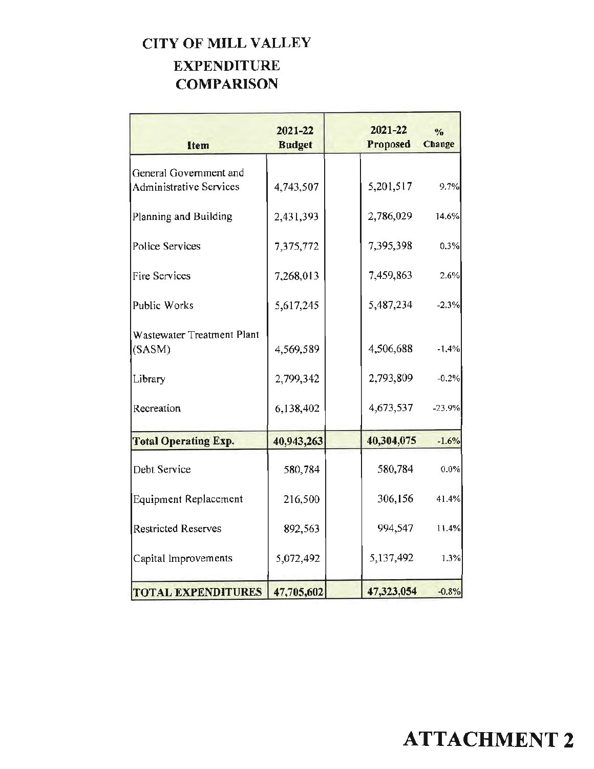# CITY OF MILL VALLEY

## EXPENDITURE COMPARISON

| Item | 2021-22 Budget | | 2021-22 Proposed | % Change |
|---|---|---|---|---|
| General Government and Administrative Services | 4,743,507 | | 5,201,517 | 9.7% |
| Planning and Building | 2,431,393 | | 2,786,029 | 14.6% |
| Police Services | 7,375,772 | | 7,395,398 | 0.3% |
| Fire Services | 7,268,013 | | 7,459,863 | 2.6% |
| Public Works | 5,617,245 | | 5,487,234 | -2.3% |
| Wastewater Treatment Plant (SASM) | 4,569,589 | | 4,506,688 | -1.4% |
| Library | 2,799,342 | | 2,793,809 | -0.2% |
| Recreation | 6,138,402 | | 4,673,537 | -23.9% |
| **Total Operating Exp.** | **40,943,263** | | **40,304,075** | -1.6% |
| Debt Service | 580,784 | | 580,784 | 0.0% |
| Equipment Replacement | 216,500 | | 306,156 | 41.4% |
| Restricted Reserves | 892,563 | | 994,547 | 11.4% |
| Capital Improvements | 5,072,492 | | 5,137,492 | 1.3% |
| **TOTAL EXPENDITURES** | **47,705,602** | | **47,323,054** | -0.8% |

# ATTACHMENT 2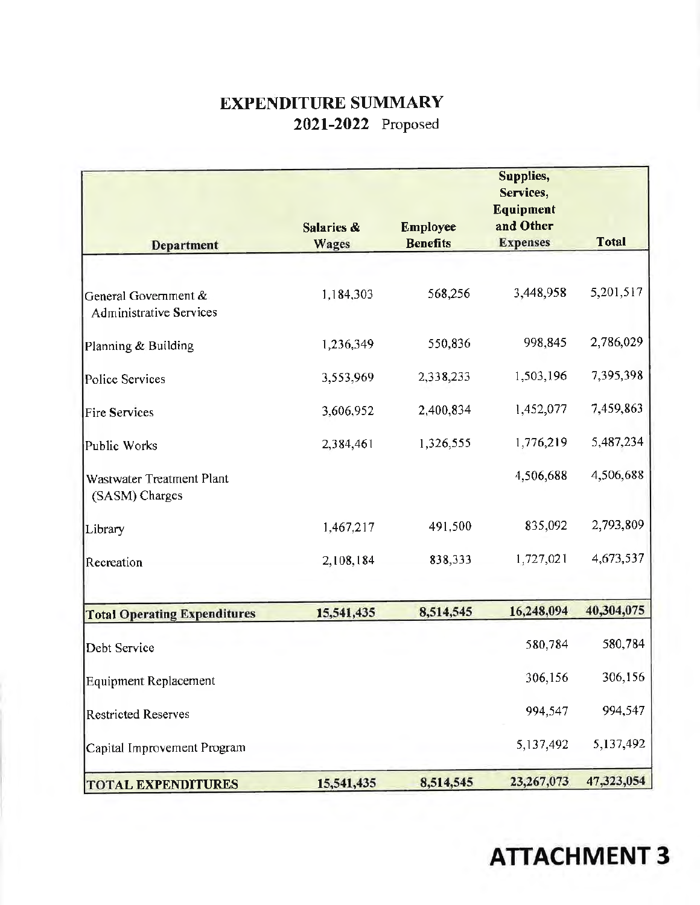# EXPENDITURE SUMMARY

## 2021-2022 Proposed

| Department | Salaries & Wages | Employee Benefits | Supplies, Services, Equipment and Other Expenses | Total |
|---|---|---|---|---|
| General Government & Administrative Services | 1,184,303 | 568,256 | 3,448,958 | 5,201,517 |
| Planning & Building | 1,236,349 | 550,836 | 998,845 | 2,786,029 |
| Police Services | 3,553,969 | 2,338,233 | 1,503,196 | 7,395,398 |
| Fire Services | 3,606,952 | 2,400,834 | 1,452,077 | 7,459,863 |
| Public Works | 2,384,461 | 1,326,555 | 1,776,219 | 5,487,234 |
| Wastewater Treatment Plant (SASM) Charges | | | 4,506,688 | 4,506,688 |
| Library | 1,467,217 | 491,500 | 835,092 | 2,793,809 |
| Recreation | 2,108,184 | 838,333 | 1,727,021 | 4,673,537 |
| **Total Operating Expenditures** | **15,541,435** | **8,514,545** | **16,248,094** | **40,304,075** |
| Debt Service | | | 580,784 | 580,784 |
| Equipment Replacement | | | 306,156 | 306,156 |
| Restricted Reserves | | | 994,547 | 994,547 |
| Capital Improvement Program | | | 5,137,492 | 5,137,492 |
| **TOTAL EXPENDITURES** | **15,541,435** | **8,514,545** | **23,267,073** | **47,323,054** |

**ATTACHMENT 3**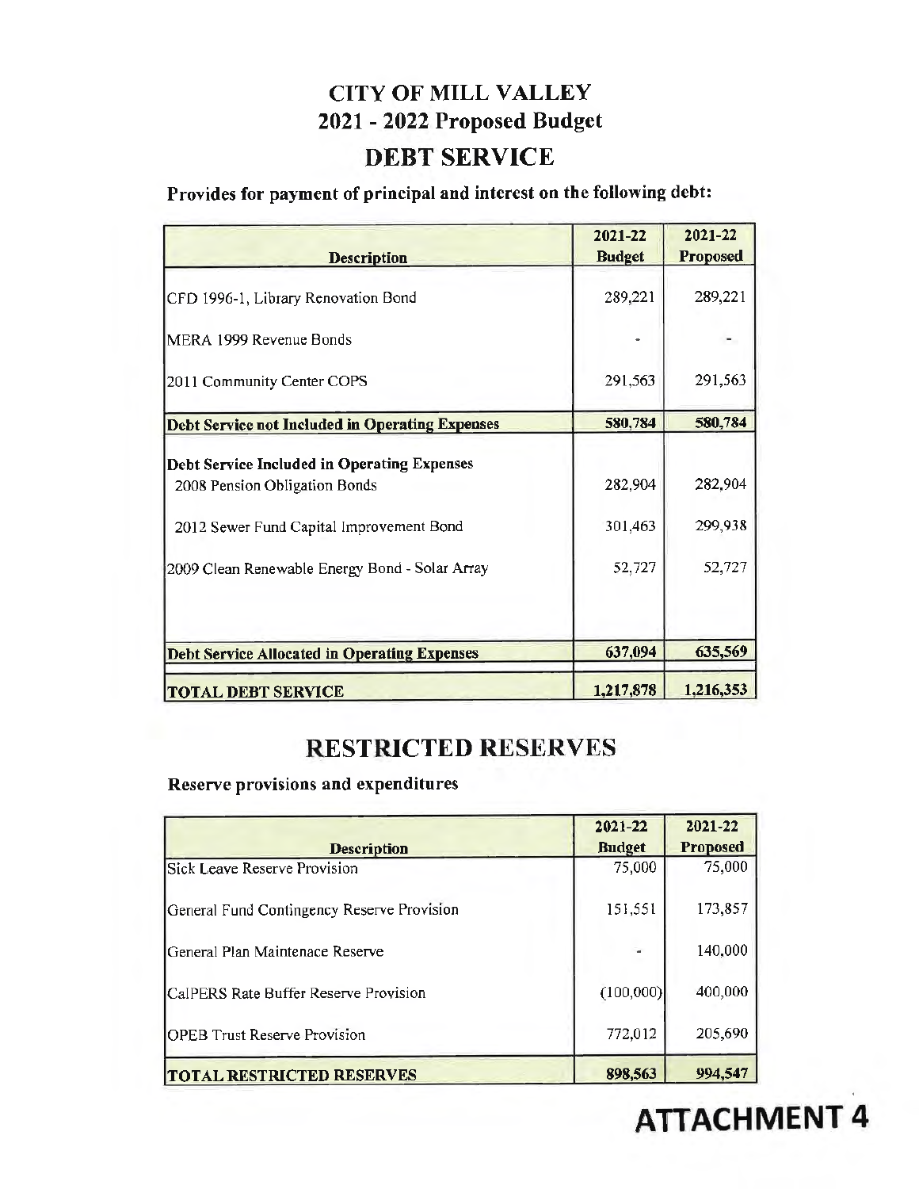# CITY OF MILL VALLEY
## 2021 - 2022 Proposed Budget
## DEBT SERVICE

**Provides for payment of principal and interest on the following debt:**

| Description | 2021-22 Budget | 2021-22 Proposed |
|---|---|---|
| CFD 1996-1, Library Renovation Bond | 289,221 | 289,221 |
| MERA 1999 Revenue Bonds | - | - |
| 2011 Community Center COPS | 291,563 | 291,563 |
| **Debt Service not Included in Operating Expenses** | **580,784** | **580,784** |
| **Debt Service Included in Operating Expenses** | | |
| 2008 Pension Obligation Bonds | 282,904 | 282,904 |
| 2012 Sewer Fund Capital Improvement Bond | 301,463 | 299,938 |
| 2009 Clean Renewable Energy Bond - Solar Array | 52,727 | 52,727 |
| **Debt Service Allocated in Operating Expenses** | **637,094** | **635,569** |
| **TOTAL DEBT SERVICE** | **1,217,878** | **1,216,353** |

## RESTRICTED RESERVES

**Reserve provisions and expenditures**

| Description | 2021-22 Budget | 2021-22 Proposed |
|---|---|---|
| Sick Leave Reserve Provision | 75,000 | 75,000 |
| General Fund Contingency Reserve Provision | 151,551 | 173,857 |
| General Plan Maintenace Reserve | - | 140,000 |
| CalPERS Rate Buffer Reserve Provision | (100,000) | 400,000 |
| OPEB Trust Reserve Provision | 772,012 | 205,690 |
| **TOTAL RESTRICTED RESERVES** | **898,563** | **994,547** |

**ATTACHMENT 4**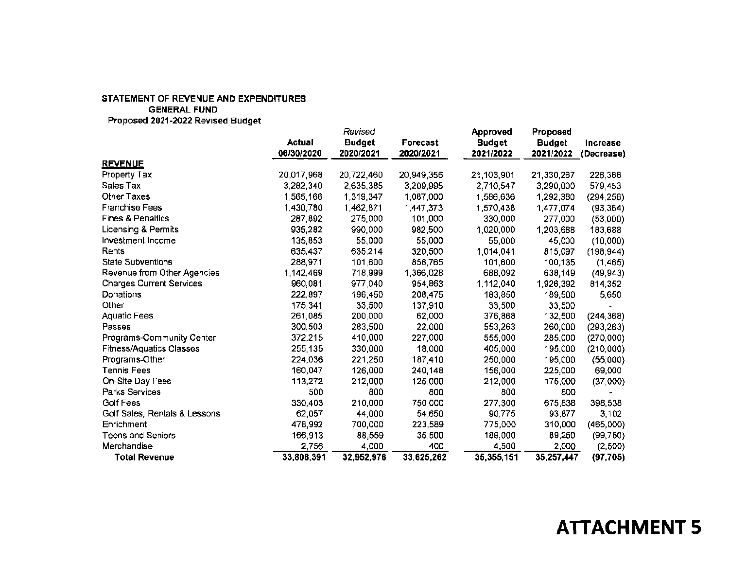**STATEMENT OF REVENUE AND EXPENDITURES**
**GENERAL FUND**
**Proposed 2021-2022 Revised Budget**

| | Actual 06/30/2020 | *Revised* Budget 2020/2021 | Forecast 2020/2021 | Approved Budget 2021/2022 | Proposed Budget 2021/2022 | Increase (Decrease) |
|---|---|---|---|---|---|---|
| **REVENUE** | | | | | | |
| Property Tax | 20,017,968 | 20,722,460 | 20,949,356 | 21,103,901 | 21,330,267 | 226,366 |
| Sales Tax | 3,282,340 | 2,635,385 | 3,209,995 | 2,710,547 | 3,290,000 | 579,453 |
| Other Taxes | 1,565,166 | 1,319,347 | 1,087,000 | 1,586,636 | 1,292,380 | (294,256) |
| Franchise Fees | 1,430,780 | 1,462,871 | 1,447,373 | 1,570,438 | 1,477,074 | (93,364) |
| Fines & Penalties | 287,892 | 275,000 | 101,000 | 330,000 | 277,000 | (53,000) |
| Licensing & Permits | 935,282 | 990,000 | 982,500 | 1,020,000 | 1,203,688 | 183,688 |
| Investment Income | 135,853 | 55,000 | 55,000 | 55,000 | 45,000 | (10,000) |
| Rents | 635,437 | 635,214 | 320,500 | 1,014,041 | 815,097 | (198,944) |
| State Subventions | 288,971 | 101,600 | 858,765 | 101,600 | 100,135 | (1,465) |
| Revenue from Other Agencies | 1,142,469 | 718,999 | 1,366,028 | 688,092 | 638,149 | (49,943) |
| Charges Current Services | 960,081 | 977,040 | 954,863 | 1,112,040 | 1,926,392 | 814,352 |
| Donations | 222,897 | 196,450 | 208,475 | 183,850 | 189,500 | 5,650 |
| Other | 175,341 | 33,500 | 137,910 | 33,500 | 33,500 | - |
| Aquatic Fees | 261,085 | 200,000 | 62,000 | 376,868 | 132,500 | (244,368) |
| Passes | 300,503 | 283,500 | 22,000 | 553,263 | 260,000 | (293,263) |
| Programs-Community Center | 372,215 | 410,000 | 227,000 | 555,000 | 285,000 | (270,000) |
| Fitness/Aquatics Classes | 255,135 | 330,000 | 18,000 | 405,000 | 195,000 | (210,000) |
| Programs-Other | 224,036 | 221,250 | 187,410 | 250,000 | 195,000 | (55,000) |
| Tennis Fees | 160,047 | 126,000 | 240,148 | 156,000 | 225,000 | 69,000 |
| On-Site Day Fees | 113,272 | 212,000 | 125,000 | 212,000 | 175,000 | (37,000) |
| Parks Services | 500 | 800 | 800 | 800 | 800 | - |
| Golf Fees | 330,403 | 210,000 | 750,000 | 277,300 | 675,838 | 398,538 |
| Golf Sales, Rentals & Lessons | 62,057 | 44,000 | 54,650 | 90,775 | 93,877 | 3,102 |
| Enrichment | 478,992 | 700,000 | 223,589 | 775,000 | 310,000 | (465,000) |
| Teens and Seniors | 166,913 | 88,559 | 35,500 | 189,000 | 89,250 | (99,750) |
| Merchandise | 2,756 | 4,000 | 400 | 4,500 | 2,000 | (2,500) |
| **Total Revenue** | **33,808,391** | **32,952,976** | **33,625,262** | **35,355,151** | **35,257,447** | **(97,705)** |

**ATTACHMENT 5**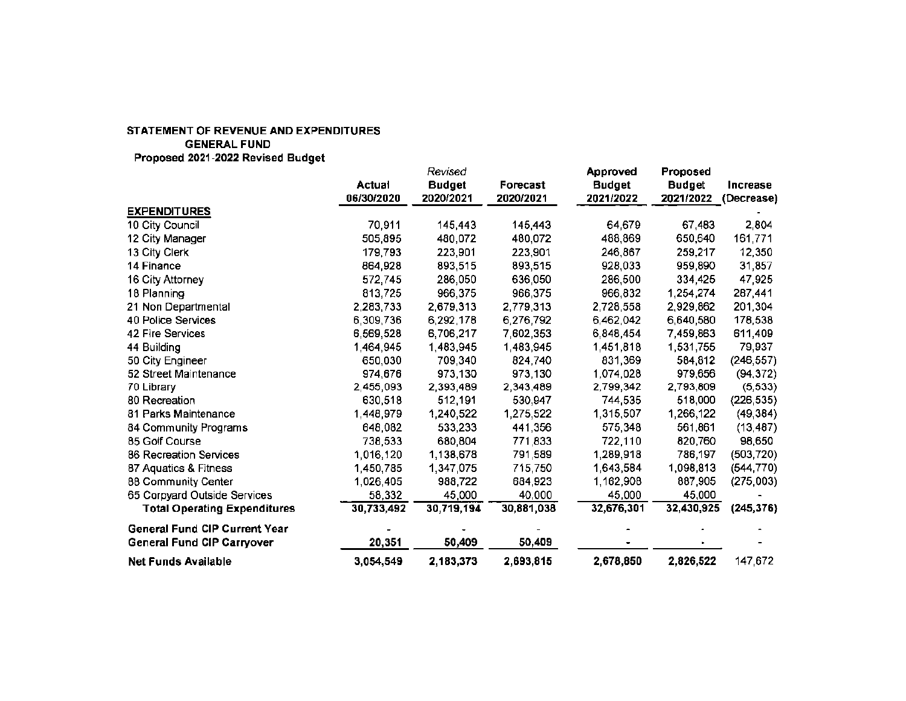**STATEMENT OF REVENUE AND EXPENDITURES**
**GENERAL FUND**
**Proposed 2021-2022 Revised Budget**

| | Actual 06/30/2020 | *Revised* Budget 2020/2021 | Forecast 2020/2021 | Approved Budget 2021/2022 | Proposed Budget 2021/2022 | Increase (Decrease) |
|---|---|---|---|---|---|---|
| **EXPENDITURES** | | | | | | - |
| 10 City Council | 70,911 | 145,443 | 145,443 | 64,679 | 67,483 | 2,804 |
| 12 City Manager | 505,895 | 480,072 | 480,072 | 488,869 | 650,640 | 161,771 |
| 13 City Clerk | 179,793 | 223,901 | 223,901 | 246,867 | 259,217 | 12,350 |
| 14 Finance | 864,928 | 893,515 | 893,515 | 928,033 | 959,890 | 31,857 |
| 16 City Attorney | 572,745 | 286,050 | 636,050 | 286,500 | 334,425 | 47,925 |
| 18 Planning | 813,725 | 966,375 | 966,375 | 966,832 | 1,254,274 | 287,441 |
| 21 Non Departmental | 2,283,733 | 2,679,313 | 2,779,313 | 2,728,558 | 2,929,862 | 201,304 |
| 40 Police Services | 6,309,736 | 6,292,178 | 6,276,792 | 6,462,042 | 6,640,580 | 178,538 |
| 42 Fire Services | 6,569,528 | 6,706,217 | 7,602,353 | 6,848,454 | 7,459,863 | 611,409 |
| 44 Building | 1,464,945 | 1,483,945 | 1,483,945 | 1,451,818 | 1,531,755 | 79,937 |
| 50 City Engineer | 650,030 | 709,340 | 824,740 | 831,369 | 584,812 | (246,557) |
| 52 Street Maintenance | 974,676 | 973,130 | 973,130 | 1,074,028 | 979,656 | (94,372) |
| 70 Library | 2,455,093 | 2,393,489 | 2,343,489 | 2,799,342 | 2,793,809 | (5,533) |
| 80 Recreation | 630,518 | 512,191 | 530,947 | 744,535 | 518,000 | (226,535) |
| 81 Parks Maintenance | 1,448,979 | 1,240,522 | 1,275,522 | 1,315,507 | 1,266,122 | (49,384) |
| 84 Community Programs | 648,082 | 533,233 | 441,356 | 575,348 | 561,861 | (13,487) |
| 85 Golf Course | 738,533 | 680,804 | 771,833 | 722,110 | 820,760 | 98,650 |
| 86 Recreation Services | 1,016,120 | 1,138,678 | 791,589 | 1,289,918 | 786,197 | (503,720) |
| 87 Aquatics & Fitness | 1,450,785 | 1,347,075 | 715,750 | 1,643,584 | 1,098,813 | (544,770) |
| 88 Community Center | 1,026,405 | 988,722 | 684,923 | 1,162,908 | 887,905 | (275,003) |
| 65 Corpyard Outside Services | 58,332 | 45,000 | 40,000 | 45,000 | 45,000 | - |
| **Total Operating Expenditures** | **30,733,492** | **30,719,194** | **30,881,038** | **32,676,301** | **32,430,925** | **(245,376)** |
| **General Fund CIP Current Year** | - | - | - | - | - | - |
| **General Fund CIP Carryover** | **20,351** | **50,409** | **50,409** | - | - | - |
| **Net Funds Available** | **3,054,549** | **2,183,373** | **2,693,815** | **2,678,850** | **2,826,522** | 147,672 |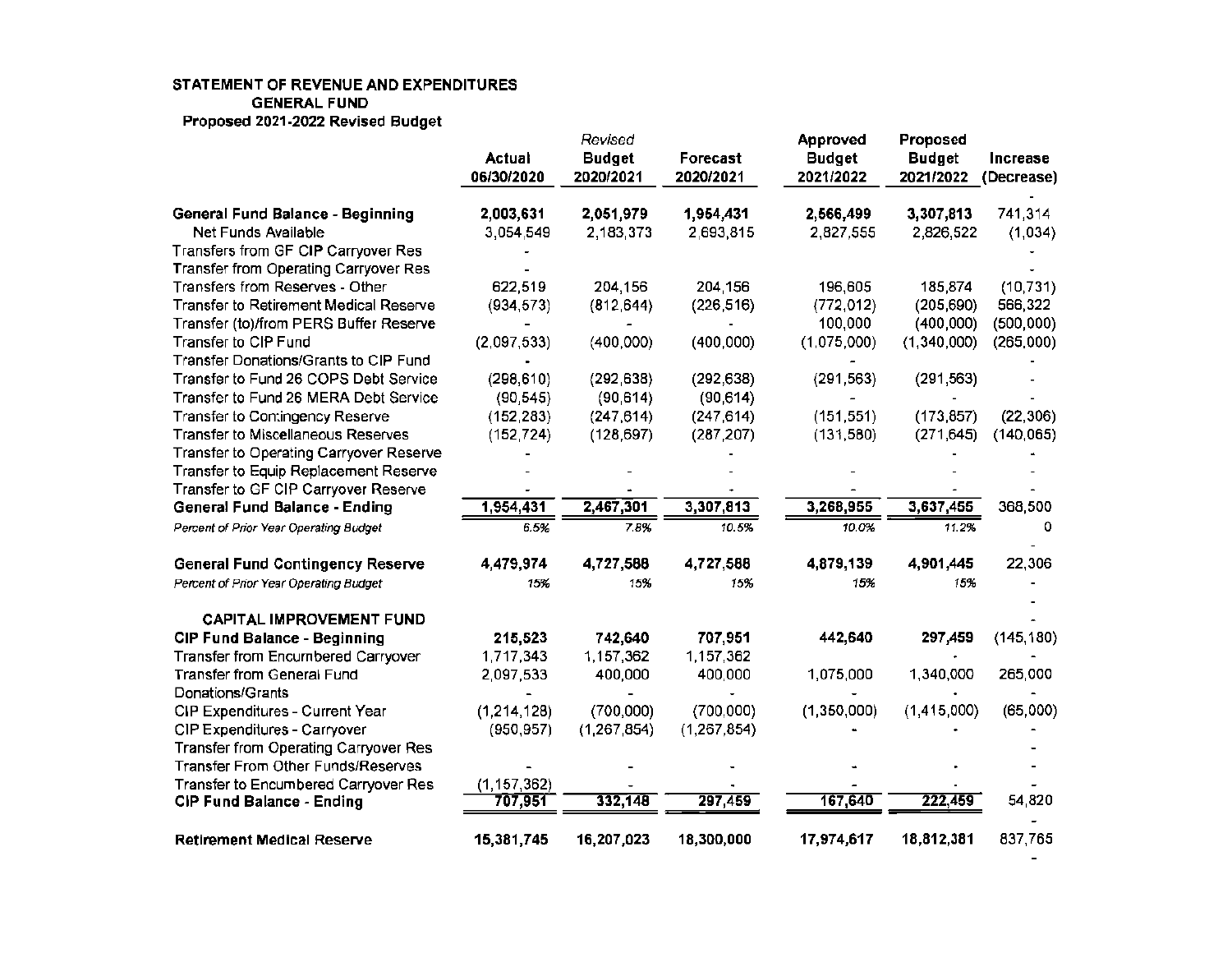**STATEMENT OF REVENUE AND EXPENDITURES**
**GENERAL FUND**
**Proposed 2021-2022 Revised Budget**

| | Actual 06/30/2020 | *Revised* Budget 2020/2021 | Forecast 2020/2021 | Approved Budget 2021/2022 | Proposed Budget 2021/2022 | Increase (Decrease) |
|---|---|---|---|---|---|---|
| | | | | | | - |
| **General Fund Balance - Beginning** | **2,003,631** | **2,051,979** | **1,954,431** | **2,566,499** | **3,307,813** | 741,314 |
| Net Funds Available | 3,054,549 | 2,183,373 | 2,693,815 | 2,827,555 | 2,826,522 | (1,034) |
| Transfers from GF CIP Carryover Res | - | | | | | - |
| Transfer from Operating Carryover Res | - | | | | | - |
| Transfers from Reserves - Other | 622,519 | 204,156 | 204,156 | 196,605 | 185,874 | (10,731) |
| Transfer to Retirement Medical Reserve | (934,573) | (812,644) | (226,516) | (772,012) | (205,690) | 566,322 |
| Transfer (to)/from PERS Buffer Reserve | - | - | - | 100,000 | (400,000) | (500,000) |
| Transfer to CIP Fund | (2,097,533) | (400,000) | (400,000) | (1,075,000) | (1,340,000) | (265,000) |
| Transfer Donations/Grants to CIP Fund | - | | | - | | - |
| Transfer to Fund 26 COPS Debt Service | (298,610) | (292,638) | (292,638) | (291,563) | (291,563) | - |
| Transfer to Fund 26 MERA Debt Service | (90,545) | (90,614) | (90,614) | - | - | - |
| Transfer to Contingency Reserve | (152,283) | (247,614) | (247,614) | (151,551) | (173,857) | (22,306) |
| Transfer to Miscellaneous Reserves | (152,724) | (128,697) | (287,207) | (131,580) | (271,645) | (140,065) |
| Transfer to Operating Carryover Reserve | - | | - | | - | - |
| Transfer to Equip Replacement Reserve | - | - | - | - | - | - |
| Transfer to GF CIP Carryover Reserve | - | - | - | - | - | - |
| **General Fund Balance - Ending** | **1,954,431** | **2,467,301** | **3,307,813** | **3,268,955** | **3,637,455** | 368,500 |
| *Percent of Prior Year Operating Budget* | *6.5%* | *7.8%* | *10.5%* | *10.0%* | *11.2%* | 0 |
| | | | | | | - |
| **General Fund Contingency Reserve** | **4,479,974** | **4,727,588** | **4,727,588** | **4,879,139** | **4,901,445** | 22,306 |
| *Percent of Prior Year Operating Budget* | *15%* | *15%* | *15%* | *15%* | *15%* | - |
| | | | | | | - |
| **CAPITAL IMPROVEMENT FUND** | | | | | | - |
| **CIP Fund Balance - Beginning** | **215,523** | **742,640** | **707,951** | **442,640** | **297,459** | (145,180) |
| Transfer from Encumbered Carryover | 1,717,343 | 1,157,362 | 1,157,362 | | - | - |
| Transfer from General Fund | 2,097,533 | 400,000 | 400,000 | 1,075,000 | 1,340,000 | 265,000 |
| Donations/Grants | - | - | - | | - | - |
| CIP Expenditures - Current Year | (1,214,128) | (700,000) | (700,000) | (1,350,000) | (1,415,000) | (65,000) |
| CIP Expenditures - Carryover | (950,957) | (1,267,854) | (1,267,854) | - | - | - |
| Transfer from Operating Carryover Res | | | | | | - |
| Transfer From Other Funds/Reserves | - | - | - | - | - | - |
| Transfer to Encumbered Carryover Res | (1,157,362) | - | - | - | - | - |
| **CIP Fund Balance - Ending** | **707,951** | **332,148** | **297,459** | **167,640** | **222,459** | 54,820 |
| | | | | | | - |
| **Retirement Medical Reserve** | **15,381,745** | **16,207,023** | **18,300,000** | **17,974,617** | **18,812,381** | 837,765 |
| | | | | | | - |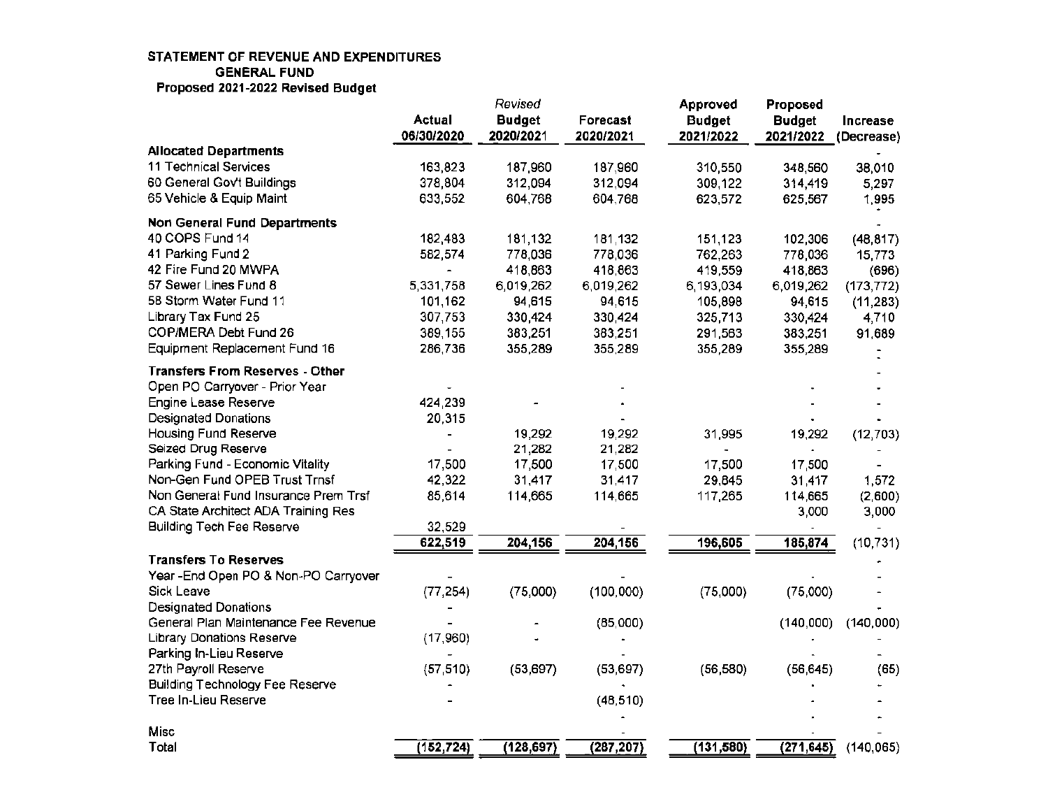**STATEMENT OF REVENUE AND EXPENDITURES**
**GENERAL FUND**
**Proposed 2021-2022 Revised Budget**

| | Actual 06/30/2020 | *Revised* Budget 2020/2021 | Forecast 2020/2021 | Approved Budget 2021/2022 | Proposed Budget 2021/2022 | Increase (Decrease) |
|---|---|---|---|---|---|---|
| **Allocated Departments** | | | | | | - |
| 11 Technical Services | 163,823 | 187,960 | 187,960 | 310,550 | 348,560 | 38,010 |
| 60 General Gov't Buildings | 378,804 | 312,094 | 312,094 | 309,122 | 314,419 | 5,297 |
| 65 Vehicle & Equip Maint | 633,552 | 604,768 | 604,768 | 623,572 | 625,567 | 1,995 |
| | | | | | | - |
| **Non General Fund Departments** | | | | | | - |
| 40 COPS Fund 14 | 182,483 | 181,132 | 181,132 | 151,123 | 102,306 | (48,817) |
| 41 Parking Fund 2 | 582,574 | 778,036 | 778,036 | 762,263 | 778,036 | 15,773 |
| 42 Fire Fund 20 MWPA | - | 418,863 | 418,863 | 419,559 | 418,863 | (696) |
| 57 Sewer Lines Fund 8 | 5,331,758 | 6,019,262 | 6,019,262 | 6,193,034 | 6,019,262 | (173,772) |
| 58 Storm Water Fund 11 | 101,162 | 94,615 | 94,615 | 105,898 | 94,615 | (11,283) |
| Library Tax Fund 25 | 307,753 | 330,424 | 330,424 | 325,713 | 330,424 | 4,710 |
| COP/MERA Debt Fund 26 | 389,155 | 383,251 | 383,251 | 291,563 | 383,251 | 91,689 |
| Equipment Replacement Fund 16 | 286,736 | 355,289 | 355,289 | 355,289 | 355,289 | - |
| | | | | | | - |
| **Transfers From Reserves - Other** | | | | | | - |
| Open PO Carryover - Prior Year | - | | - | | - | - |
| Engine Lease Reserve | 424,239 | - | - | | - | - |
| Designated Donations | 20,315 | | - | | - | - |
| Housing Fund Reserve | - | 19,292 | 19,292 | 31,995 | 19,292 | (12,703) |
| Seized Drug Reserve | - | 21,282 | 21,282 | - | - | - |
| Parking Fund - Economic Vitality | 17,500 | 17,500 | 17,500 | 17,500 | 17,500 | - |
| Non-Gen Fund OPEB Trust Trnsf | 42,322 | 31,417 | 31,417 | 29,845 | 31,417 | 1,572 |
| Non General Fund Insurance Prem Trsf | 85,614 | 114,665 | 114,665 | 117,265 | 114,665 | (2,600) |
| CA State Architect ADA Training Res | | | | | 3,000 | 3,000 |
| Building Tech Fee Reserve | 32,529 | | - | | - | - |
| | 622,519 | 204,156 | 204,156 | 196,605 | 185,874 | (10,731) |
| **Transfers To Reserves** | | | | | | - |
| Year -End Open PO & Non-PO Carryover | - | | - | | - | - |
| Sick Leave | (77,254) | (75,000) | (100,000) | (75,000) | (75,000) | - |
| Designated Donations | - | | | | | - |
| General Plan Maintenance Fee Revenue | - | - | (85,000) | | (140,000) | (140,000) |
| Library Donations Reserve | (17,960) | - | - | | - | - |
| Parking In-Lieu Reserve | - | | - | | - | - |
| 27th Payroll Reserve | (57,510) | (53,697) | (53,697) | (56,580) | (56,645) | (65) |
| Building Technology Fee Reserve | - | | - | | - | - |
| Tree In-Lieu Reserve | - | | (48,510) | | - | - |
| | | | - | | - | - |
| Misc | | | - | | - | - |
| Total | (152,724) | (128,697) | (287,207) | (131,580) | (271,645) | (140,065) |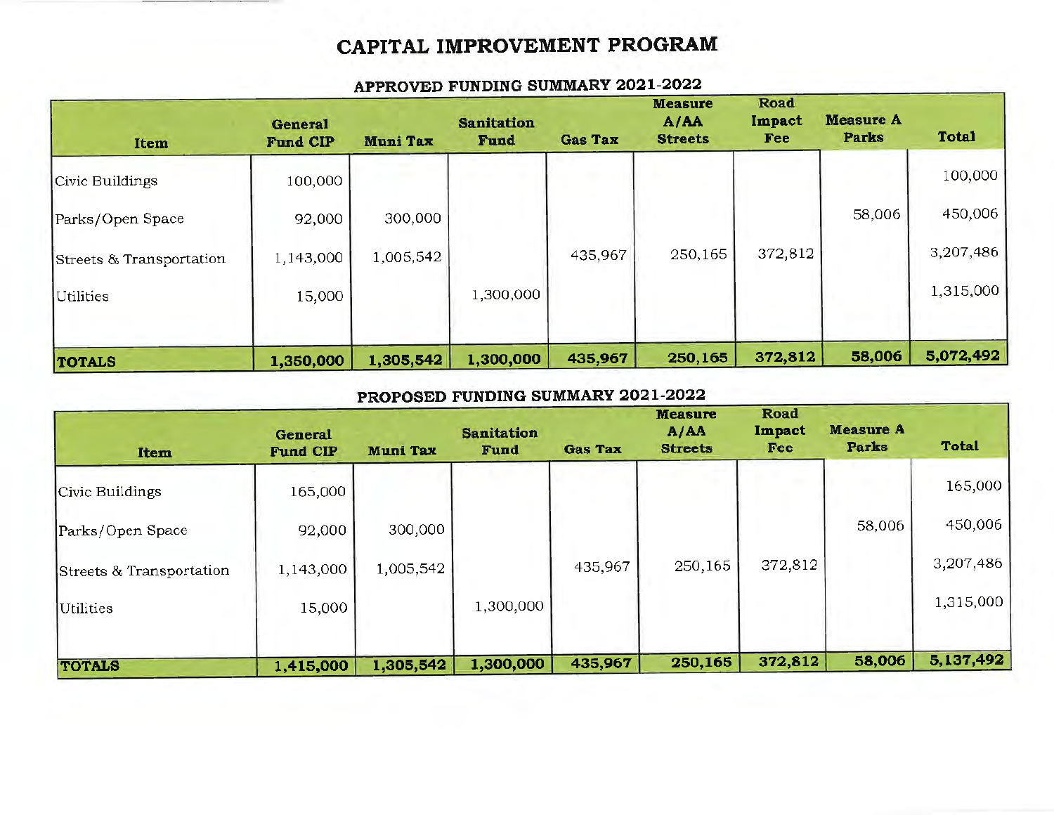# CAPITAL IMPROVEMENT PROGRAM

## APPROVED FUNDING SUMMARY 2021-2022

| Item | General Fund CIP | Muni Tax | Sanitation Fund | Gas Tax | Measure A/AA Streets | Road Impact Fee | Measure A Parks | Total |
|---|---|---|---|---|---|---|---|---|
| Civic Buildings | 100,000 | | | | | | | 100,000 |
| Parks/Open Space | 92,000 | 300,000 | | | | | 58,006 | 450,006 |
| Streets & Transportation | 1,143,000 | 1,005,542 | | 435,967 | 250,165 | 372,812 | | 3,207,486 |
| Utilities | 15,000 | | 1,300,000 | | | | | 1,315,000 |
| **TOTALS** | **1,350,000** | **1,305,542** | **1,300,000** | **435,967** | **250,165** | **372,812** | **58,006** | **5,072,492** |

## PROPOSED FUNDING SUMMARY 2021-2022

| Item | General Fund CIP | Muni Tax | Sanitation Fund | Gas Tax | Measure A/AA Streets | Road Impact Fee | Measure A Parks | Total |
|---|---|---|---|---|---|---|---|---|
| Civic Buildings | 165,000 | | | | | | | 165,000 |
| Parks/Open Space | 92,000 | 300,000 | | | | | 58,006 | 450,006 |
| Streets & Transportation | 1,143,000 | 1,005,542 | | 435,967 | 250,165 | 372,812 | | 3,207,486 |
| Utilities | 15,000 | | 1,300,000 | | | | | 1,315,000 |
| **TOTALS** | **1,415,000** | **1,305,542** | **1,300,000** | **435,967** | **250,165** | **372,812** | **58,006** | **5,137,492** |